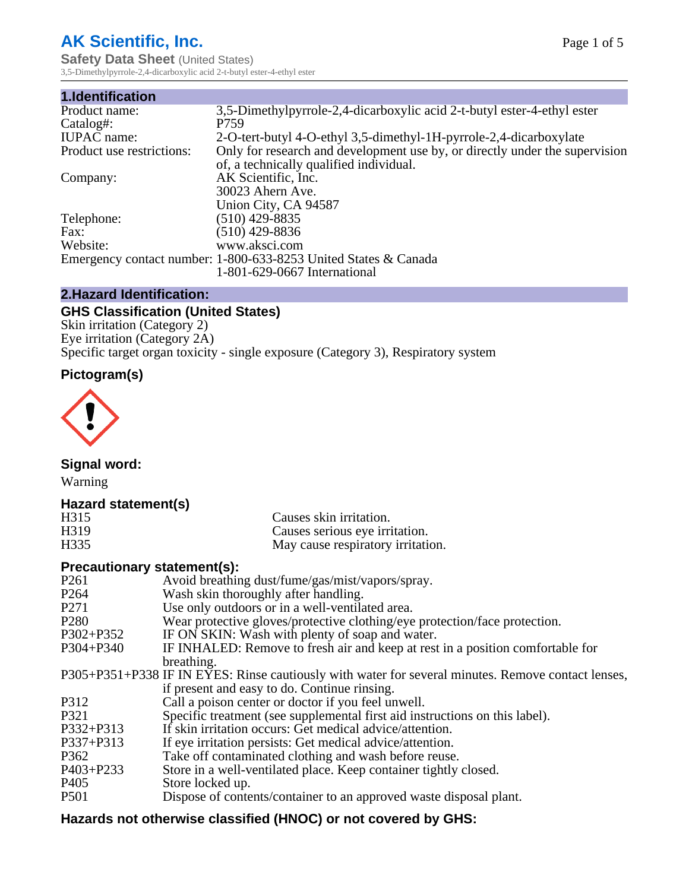# AK Scientific, Inc.

**Safety Data Sheet** (United States)
3,5-Dimethylpyrrole-2,4-dicarboxylic acid 2-t-butyl ester-4-ethyl ester

## 1.Identification

| | |
|---|---|
| Product name: | 3,5-Dimethylpyrrole-2,4-dicarboxylic acid 2-t-butyl ester-4-ethyl ester |
| Catalog#: | P759 |
| IUPAC name: | 2-O-tert-butyl 4-O-ethyl 3,5-dimethyl-1H-pyrrole-2,4-dicarboxylate |
| Product use restrictions: | Only for research and development use by, or directly under the supervision of, a technically qualified individual. |
| Company: | AK Scientific, Inc.<br>30023 Ahern Ave.<br>Union City, CA 94587 |
| Telephone: | (510) 429-8835 |
| Fax: | (510) 429-8836 |
| Website: | www.aksci.com |
| Emergency contact number: | 1-800-633-8253 United States & Canada<br>1-801-629-0667 International |

## 2.Hazard Identification:

### GHS Classification (United States)

Skin irritation (Category 2)
Eye irritation (Category 2A)
Specific target organ toxicity - single exposure (Category 3), Respiratory system

### Pictogram(s)

### Signal word:

Warning

### Hazard statement(s)

| | |
|---|---|
| H315 | Causes skin irritation. |
| H319 | Causes serious eye irritation. |
| H335 | May cause respiratory irritation. |

### Precautionary statement(s):

| | |
|---|---|
| P261 | Avoid breathing dust/fume/gas/mist/vapors/spray. |
| P264 | Wash skin thoroughly after handling. |
| P271 | Use only outdoors or in a well-ventilated area. |
| P280 | Wear protective gloves/protective clothing/eye protection/face protection. |
| P302+P352 | IF ON SKIN: Wash with plenty of soap and water. |
| P304+P340 | IF INHALED: Remove to fresh air and keep at rest in a position comfortable for breathing. |
| P305+P351+P338 | IF IN EYES: Rinse cautiously with water for several minutes. Remove contact lenses, if present and easy to do. Continue rinsing. |
| P312 | Call a poison center or doctor if you feel unwell. |
| P321 | Specific treatment (see supplemental first aid instructions on this label). |
| P332+P313 | If skin irritation occurs: Get medical advice/attention. |
| P337+P313 | If eye irritation persists: Get medical advice/attention. |
| P362 | Take off contaminated clothing and wash before reuse. |
| P403+P233 | Store in a well-ventilated place. Keep container tightly closed. |
| P405 | Store locked up. |
| P501 | Dispose of contents/container to an approved waste disposal plant. |

### Hazards not otherwise classified (HNOC) or not covered by GHS: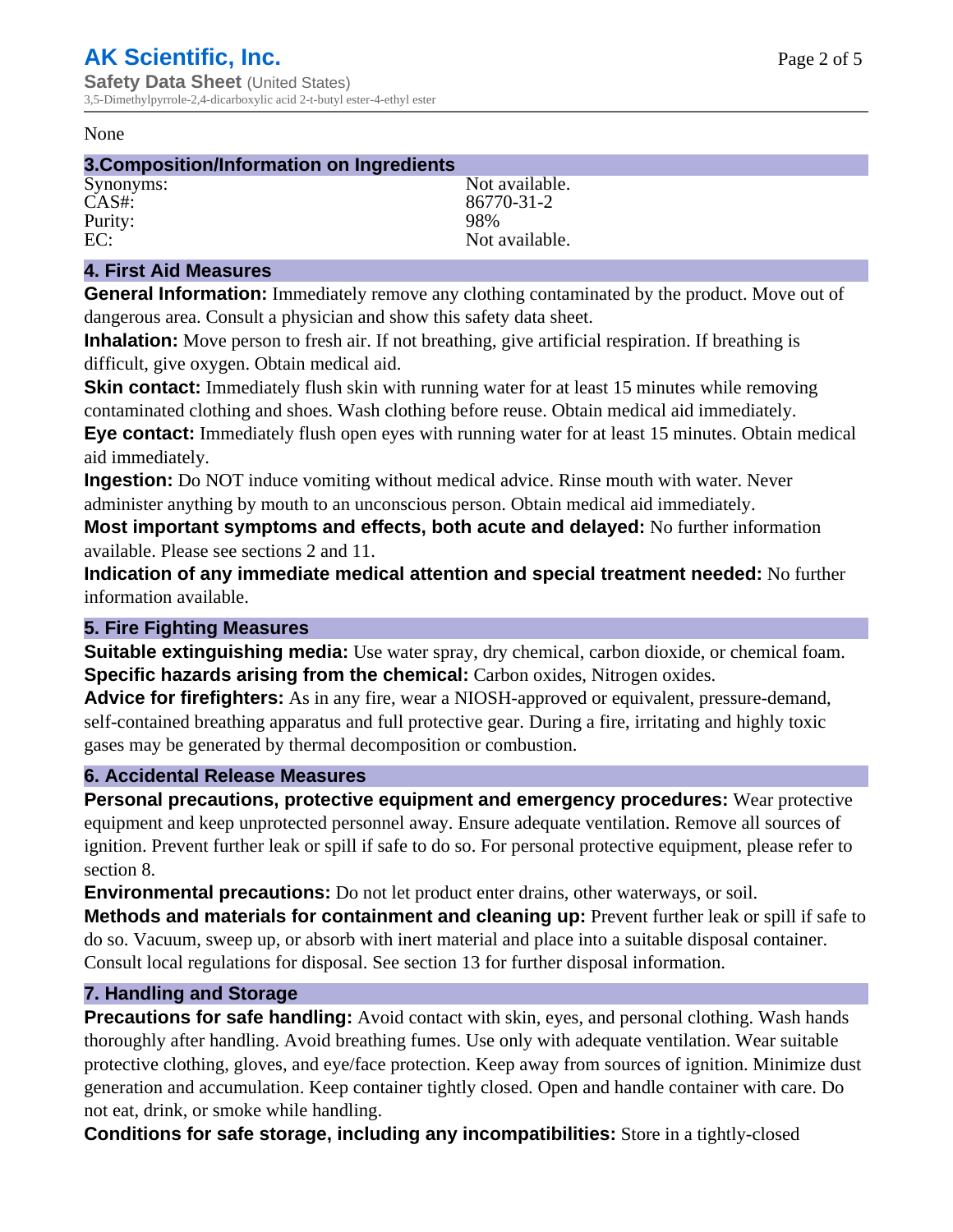None

## 3.Composition/Information on Ingredients

| | |
|---|---|
| Synonyms: | Not available. |
| CAS#: | 86770-31-2 |
| Purity: | 98% |
| EC: | Not available. |

## 4. First Aid Measures

**General Information:** Immediately remove any clothing contaminated by the product. Move out of dangerous area. Consult a physician and show this safety data sheet.

**Inhalation:** Move person to fresh air. If not breathing, give artificial respiration. If breathing is difficult, give oxygen. Obtain medical aid.

**Skin contact:** Immediately flush skin with running water for at least 15 minutes while removing contaminated clothing and shoes. Wash clothing before reuse. Obtain medical aid immediately.

**Eye contact:** Immediately flush open eyes with running water for at least 15 minutes. Obtain medical aid immediately.

**Ingestion:** Do NOT induce vomiting without medical advice. Rinse mouth with water. Never administer anything by mouth to an unconscious person. Obtain medical aid immediately.

**Most important symptoms and effects, both acute and delayed:** No further information available. Please see sections 2 and 11.

**Indication of any immediate medical attention and special treatment needed:** No further information available.

## 5. Fire Fighting Measures

**Suitable extinguishing media:** Use water spray, dry chemical, carbon dioxide, or chemical foam.

**Specific hazards arising from the chemical:** Carbon oxides, Nitrogen oxides.

**Advice for firefighters:** As in any fire, wear a NIOSH-approved or equivalent, pressure-demand, self-contained breathing apparatus and full protective gear. During a fire, irritating and highly toxic gases may be generated by thermal decomposition or combustion.

## 6. Accidental Release Measures

**Personal precautions, protective equipment and emergency procedures:** Wear protective equipment and keep unprotected personnel away. Ensure adequate ventilation. Remove all sources of ignition. Prevent further leak or spill if safe to do so. For personal protective equipment, please refer to section 8.

**Environmental precautions:** Do not let product enter drains, other waterways, or soil.

**Methods and materials for containment and cleaning up:** Prevent further leak or spill if safe to do so. Vacuum, sweep up, or absorb with inert material and place into a suitable disposal container. Consult local regulations for disposal. See section 13 for further disposal information.

## 7. Handling and Storage

**Precautions for safe handling:** Avoid contact with skin, eyes, and personal clothing. Wash hands thoroughly after handling. Avoid breathing fumes. Use only with adequate ventilation. Wear suitable protective clothing, gloves, and eye/face protection. Keep away from sources of ignition. Minimize dust generation and accumulation. Keep container tightly closed. Open and handle container with care. Do not eat, drink, or smoke while handling.

**Conditions for safe storage, including any incompatibilities:** Store in a tightly-closed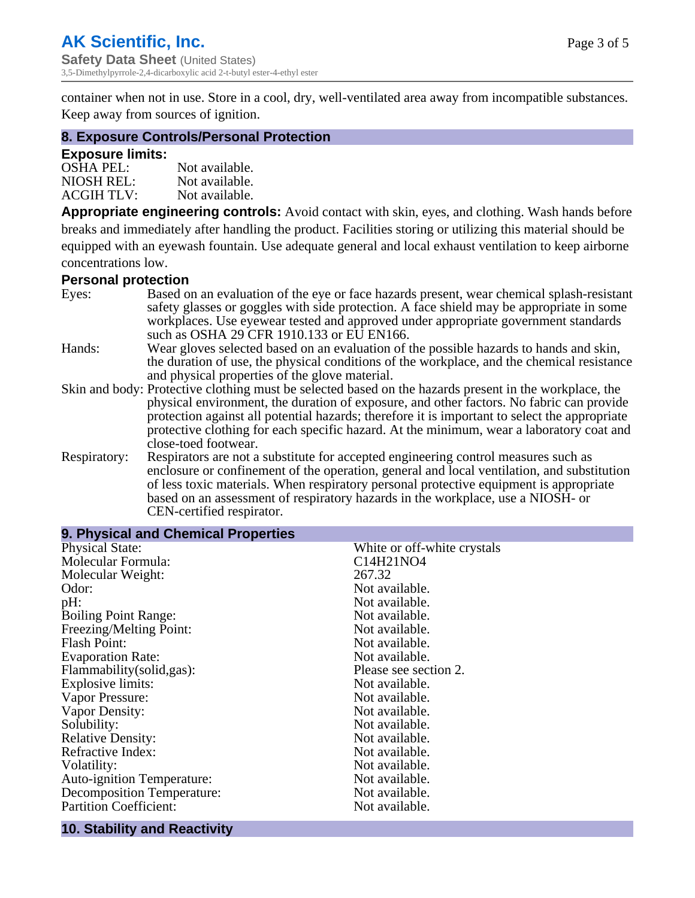container when not in use. Store in a cool, dry, well-ventilated area away from incompatible substances. Keep away from sources of ignition.

## 8. Exposure Controls/Personal Protection

### Exposure limits:

| | |
|---|---|
| OSHA PEL: | Not available. |
| NIOSH REL: | Not available. |
| ACGIH TLV: | Not available. |

**Appropriate engineering controls:** Avoid contact with skin, eyes, and clothing. Wash hands before breaks and immediately after handling the product. Facilities storing or utilizing this material should be equipped with an eyewash fountain. Use adequate general and local exhaust ventilation to keep airborne concentrations low.

### Personal protection

Eyes: Based on an evaluation of the eye or face hazards present, wear chemical splash-resistant safety glasses or goggles with side protection. A face shield may be appropriate in some workplaces. Use eyewear tested and approved under appropriate government standards such as OSHA 29 CFR 1910.133 or EU EN166.

Hands: Wear gloves selected based on an evaluation of the possible hazards to hands and skin, the duration of use, the physical conditions of the workplace, and the chemical resistance and physical properties of the glove material.

Skin and body: Protective clothing must be selected based on the hazards present in the workplace, the physical environment, the duration of exposure, and other factors. No fabric can provide protection against all potential hazards; therefore it is important to select the appropriate protective clothing for each specific hazard. At the minimum, wear a laboratory coat and close-toed footwear.

Respiratory: Respirators are not a substitute for accepted engineering control measures such as enclosure or confinement of the operation, general and local ventilation, and substitution of less toxic materials. When respiratory personal protective equipment is appropriate based on an assessment of respiratory hazards in the workplace, use a NIOSH- or CEN-certified respirator.

## 9. Physical and Chemical Properties

| | |
|---|---|
| Physical State: | White or off-white crystals |
| Molecular Formula: | C14H21NO4 |
| Molecular Weight: | 267.32 |
| Odor: | Not available. |
| pH: | Not available. |
| Boiling Point Range: | Not available. |
| Freezing/Melting Point: | Not available. |
| Flash Point: | Not available. |
| Evaporation Rate: | Not available. |
| Flammability(solid,gas): | Please see section 2. |
| Explosive limits: | Not available. |
| Vapor Pressure: | Not available. |
| Vapor Density: | Not available. |
| Solubility: | Not available. |
| Relative Density: | Not available. |
| Refractive Index: | Not available. |
| Volatility: | Not available. |
| Auto-ignition Temperature: | Not available. |
| Decomposition Temperature: | Not available. |
| Partition Coefficient: | Not available. |

## 10. Stability and Reactivity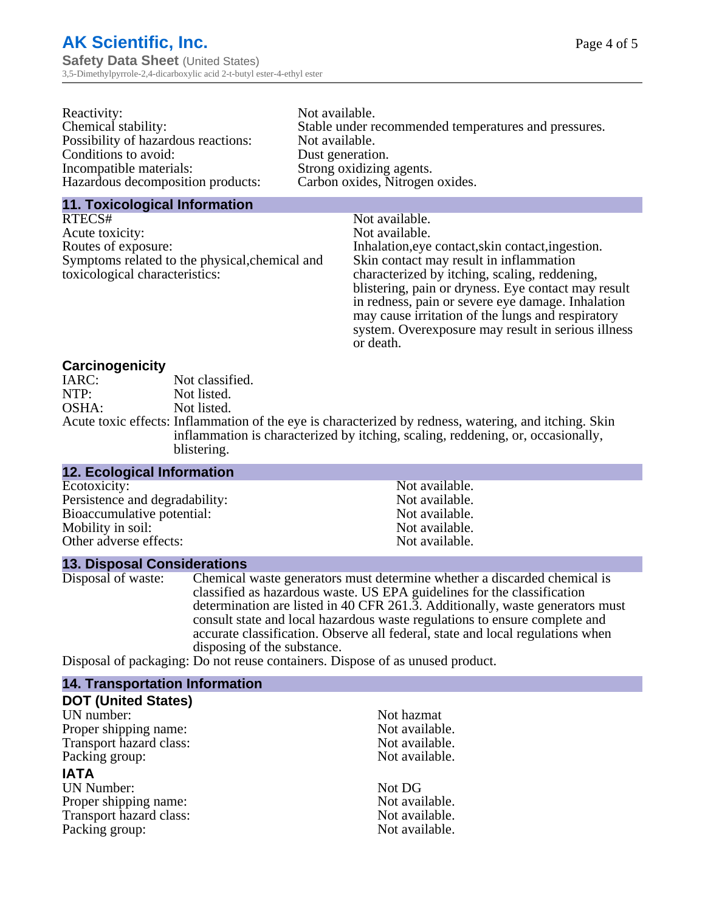Reactivity: Not available.
Chemical stability: Stable under recommended temperatures and pressures.
Possibility of hazardous reactions: Not available.
Conditions to avoid: Dust generation.
Incompatible materials: Strong oxidizing agents.
Hazardous decomposition products: Carbon oxides, Nitrogen oxides.

## 11. Toxicological Information

RTECS#: Not available.
Acute toxicity: Not available.
Routes of exposure: Inhalation,eye contact,skin contact,ingestion.
Symptoms related to the physical,chemical and toxicological characteristics: Skin contact may result in inflammation characterized by itching, scaling, reddening, blistering, pain or dryness. Eye contact may result in redness, pain or severe eye damage. Inhalation may cause irritation of the lungs and respiratory system. Overexposure may result in serious illness or death.

### Carcinogenicity

IARC: Not classified.
NTP: Not listed.
OSHA: Not listed.
Acute toxic effects: Inflammation of the eye is characterized by redness, watering, and itching. Skin inflammation is characterized by itching, scaling, reddening, or, occasionally, blistering.

## 12. Ecological Information

Ecotoxicity: Not available.
Persistence and degradability: Not available.
Bioaccumulative potential: Not available.
Mobility in soil: Not available.
Other adverse effects: Not available.

## 13. Disposal Considerations

Disposal of waste: Chemical waste generators must determine whether a discarded chemical is classified as hazardous waste. US EPA guidelines for the classification determination are listed in 40 CFR 261.3. Additionally, waste generators must consult state and local hazardous waste regulations to ensure complete and accurate classification. Observe all federal, state and local regulations when disposing of the substance.
Disposal of packaging: Do not reuse containers. Dispose of as unused product.

## 14. Transportation Information

### DOT (United States)

UN number: Not hazmat
Proper shipping name: Not available.
Transport hazard class: Not available.
Packing group: Not available.

### IATA

UN Number: Not DG
Proper shipping name: Not available.
Transport hazard class: Not available.
Packing group: Not available.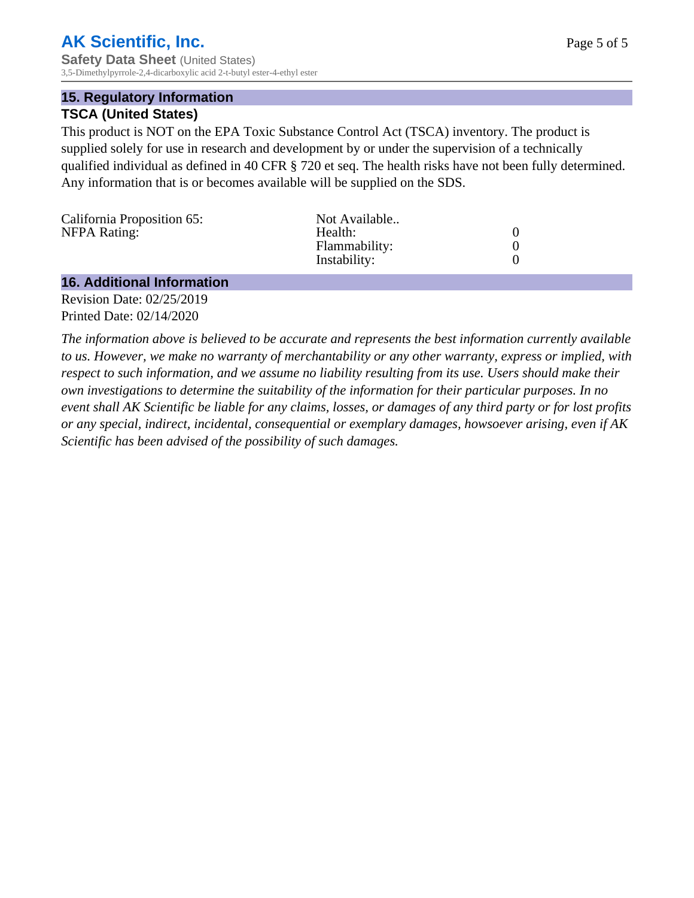## 15. Regulatory Information

### TSCA (United States)

This product is NOT on the EPA Toxic Substance Control Act (TSCA) inventory. The product is supplied solely for use in research and development by or under the supervision of a technically qualified individual as defined in 40 CFR § 720 et seq. The health risks have not been fully determined. Any information that is or becomes available will be supplied on the SDS.

| | | |
|---|---|---|
| California Proposition 65: | Not Available.. | |
| NFPA Rating: | Health: | 0 |
| | Flammability: | 0 |
| | Instability: | 0 |

## 16. Additional Information

Revision Date: 02/25/2019
Printed Date: 02/14/2020

*The information above is believed to be accurate and represents the best information currently available to us. However, we make no warranty of merchantability or any other warranty, express or implied, with respect to such information, and we assume no liability resulting from its use. Users should make their own investigations to determine the suitability of the information for their particular purposes. In no event shall AK Scientific be liable for any claims, losses, or damages of any third party or for lost profits or any special, indirect, incidental, consequential or exemplary damages, howsoever arising, even if AK Scientific has been advised of the possibility of such damages.*